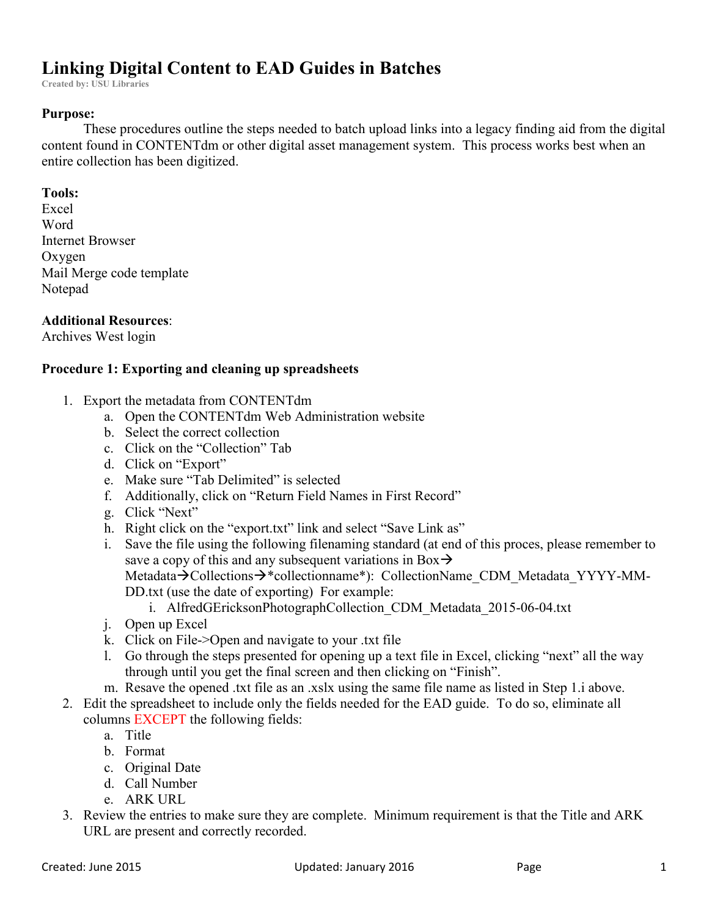# Linking Digital Content to EAD Guides in Batches

Created by: USU Libraries

**Purpose:**

These procedures outline the steps needed to batch upload links into a legacy finding aid from the digital content found in CONTENTdm or other digital asset management system. This process works best when an entire collection has been digitized.

**Tools:**

Excel
Word
Internet Browser
Oxygen
Mail Merge code template
Notepad

**Additional Resources**:

Archives West login

**Procedure 1: Exporting and cleaning up spreadsheets**

1. Export the metadata from CONTENTdm
    a. Open the CONTENTdm Web Administration website
    b. Select the correct collection
    c. Click on the "Collection" Tab
    d. Click on "Export"
    e. Make sure "Tab Delimited" is selected
    f. Additionally, click on "Return Field Names in First Record"
    g. Click "Next"
    h. Right click on the "export.txt" link and select "Save Link as"
    i. Save the file using the following filenaming standard (at end of this proces, please remember to save a copy of this and any subsequent variations in Box→ Metadata→Collections→*collectionname*): CollectionName_CDM_Metadata_YYYY-MM-DD.txt (use the date of exporting) For example:
        i. AlfredGEricksonPhotographCollection_CDM_Metadata_2015-06-04.txt
    j. Open up Excel
    k. Click on File->Open and navigate to your .txt file
    l. Go through the steps presented for opening up a text file in Excel, clicking "next" all the way through until you get the final screen and then clicking on "Finish".
    m. Resave the opened .txt file as an .xslx using the same file name as listed in Step 1.i above.
2. Edit the spreadsheet to include only the fields needed for the EAD guide. To do so, eliminate all columns EXCEPT the following fields:
    a. Title
    b. Format
    c. Original Date
    d. Call Number
    e. ARK URL
3. Review the entries to make sure they are complete. Minimum requirement is that the Title and ARK URL are present and correctly recorded.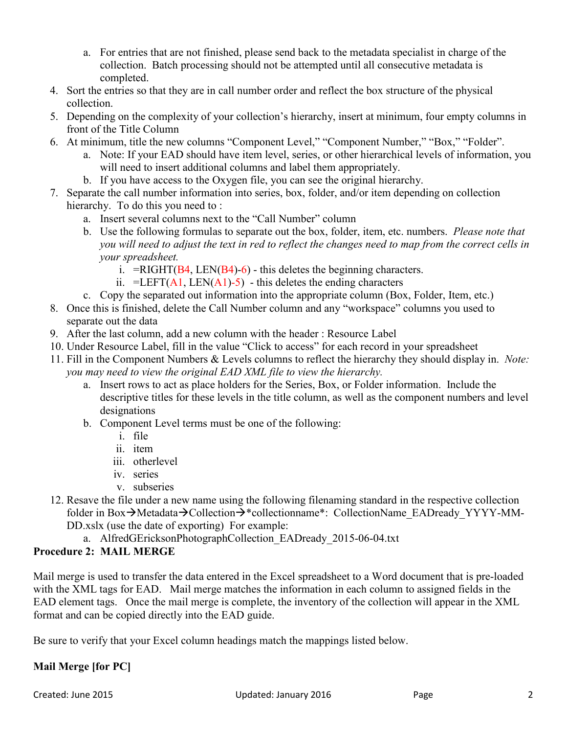a. For entries that are not finished, please send back to the metadata specialist in charge of the collection. Batch processing should not be attempted until all consecutive metadata is completed.
4. Sort the entries so that they are in call number order and reflect the box structure of the physical collection.
5. Depending on the complexity of your collection's hierarchy, insert at minimum, four empty columns in front of the Title Column
6. At minimum, title the new columns "Component Level," "Component Number," "Box," "Folder".
   a. Note: If your EAD should have item level, series, or other hierarchical levels of information, you will need to insert additional columns and label them appropriately.
   b. If you have access to the Oxygen file, you can see the original hierarchy.
7. Separate the call number information into series, box, folder, and/or item depending on collection hierarchy. To do this you need to :
   a. Insert several columns next to the "Call Number" column
   b. Use the following formulas to separate out the box, folder, item, etc. numbers. *Please note that you will need to adjust the text in red to reflect the changes need to map from the correct cells in your spreadsheet.*
      i. =RIGHT(B4, LEN(B4)-6) - this deletes the beginning characters.
      ii. =LEFT(A1, LEN(A1)-5) - this deletes the ending characters
   c. Copy the separated out information into the appropriate column (Box, Folder, Item, etc.)
8. Once this is finished, delete the Call Number column and any "workspace" columns you used to separate out the data
9. After the last column, add a new column with the header : Resource Label
10. Under Resource Label, fill in the value "Click to access" for each record in your spreadsheet
11. Fill in the Component Numbers & Levels columns to reflect the hierarchy they should display in. *Note: you may need to view the original EAD XML file to view the hierarchy.*
    a. Insert rows to act as place holders for the Series, Box, or Folder information. Include the descriptive titles for these levels in the title column, as well as the component numbers and level designations
    b. Component Level terms must be one of the following:
       i. file
       ii. item
       iii. otherlevel
       iv. series
       v. subseries
12. Resave the file under a new name using the following filenaming standard in the respective collection folder in Box→Metadata→Collection→*collectionname*: CollectionName_EADready_YYYY-MM-DD.xslx (use the date of exporting) For example:
    a. AlfredGEricksonPhotographCollection_EADready_2015-06-04.txt

**Procedure 2: MAIL MERGE**

Mail merge is used to transfer the data entered in the Excel spreadsheet to a Word document that is pre-loaded with the XML tags for EAD. Mail merge matches the information in each column to assigned fields in the EAD element tags. Once the mail merge is complete, the inventory of the collection will appear in the XML format and can be copied directly into the EAD guide.

Be sure to verify that your Excel column headings match the mappings listed below.

**Mail Merge [for PC]**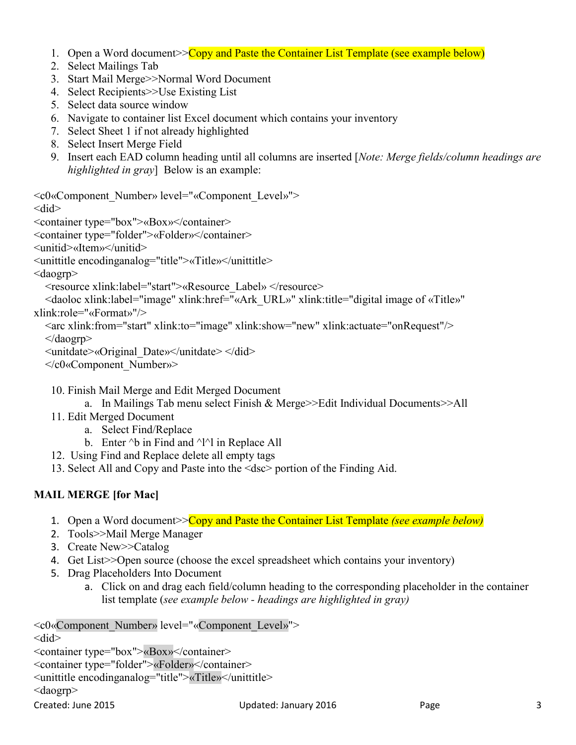1. Open a Word document>>Copy and Paste the Container List Template (see example below)
2. Select Mailings Tab
3. Start Mail Merge>>Normal Word Document
4. Select Recipients>>Use Existing List
5. Select data source window
6. Navigate to container list Excel document which contains your inventory
7. Select Sheet 1 if not already highlighted
8. Select Insert Merge Field
9. Insert each EAD column heading until all columns are inserted [*Note: Merge fields/column headings are highlighted in gray*] Below is an example:

```
<c0«Component_Number» level="«Component_Level»">
<did>
<container type="box">«Box»</container>
<container type="folder">«Folder»</container>
<unitid>«Item»</unitid>
<unittitle encodinganalog="title">«Title»</unittitle>
<daogrp>
  <resource xlink:label="start">«Resource_Label» </resource>
  <daoloc xlink:label="image" xlink:href="«Ark_URL»" xlink:title="digital image of «Title»"
xlink:role="«Format»"/>
  <arc xlink:from="start" xlink:to="image" xlink:show="new" xlink:actuate="onRequest"/>
  </daogrp>
  <unitdate>«Original_Date»</unitdate> </did>
  </c0«Component_Number»>
```

10. Finish Mail Merge and Edit Merged Document
    a. In Mailings Tab menu select Finish & Merge>>Edit Individual Documents>>All
11. Edit Merged Document
    a. Select Find/Replace
    b. Enter ^b in Find and ^l^l in Replace All
12. Using Find and Replace delete all empty tags
13. Select All and Copy and Paste into the <dsc> portion of the Finding Aid.

**MAIL MERGE [for Mac]**

1. Open a Word document>>Copy and Paste the Container List Template *(see example below)*
2. Tools>>Mail Merge Manager
3. Create New>>Catalog
4. Get List>>Open source (choose the excel spreadsheet which contains your inventory)
5. Drag Placeholders Into Document
   a. Click on and drag each field/column heading to the corresponding placeholder in the container list template (*see example below - headings are highlighted in gray)*

```
<c0«Component_Number» level="«Component_Level»">
<did>
<container type="box">«Box»</container>
<container type="folder">«Folder»</container>
<unittitle encodinganalog="title">«Title»</unittitle>
<daogrp>
```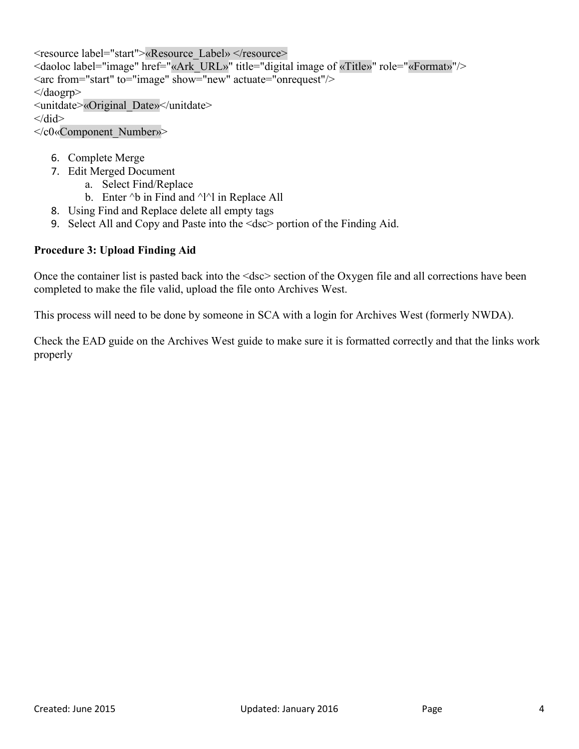```
<resource label="start">«Resource_Label» </resource>
<daoloc label="image" href="«Ark_URL»" title="digital image of «Title»" role="«Format»"/>
<arc from="start" to="image" show="new" actuate="onrequest"/>
</daogrp>
<unitdate>«Original_Date»</unitdate>
</did>
</c0«Component_Number»>
```

6. Complete Merge
7. Edit Merged Document
   a. Select Find/Replace
   b. Enter ^b in Find and ^l^l in Replace All
8. Using Find and Replace delete all empty tags
9. Select All and Copy and Paste into the <dsc> portion of the Finding Aid.

**Procedure 3: Upload Finding Aid**

Once the container list is pasted back into the <dsc> section of the Oxygen file and all corrections have been completed to make the file valid, upload the file onto Archives West.

This process will need to be done by someone in SCA with a login for Archives West (formerly NWDA).

Check the EAD guide on the Archives West guide to make sure it is formatted correctly and that the links work properly